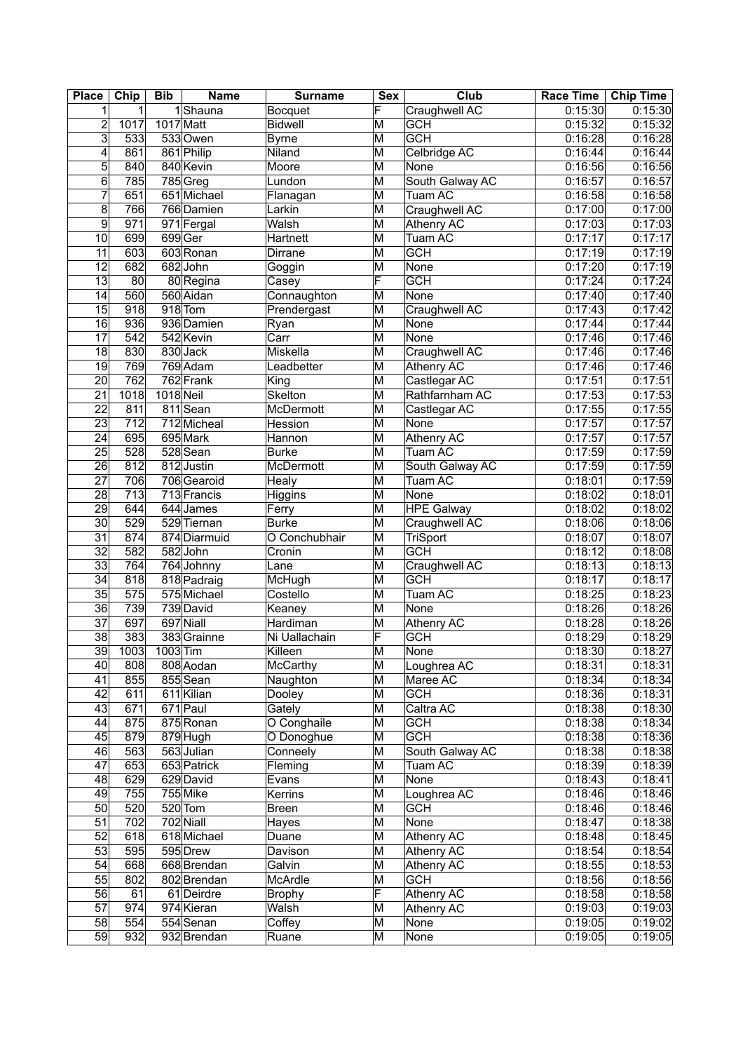| Place | Chip | Bib | Name | Surname | Sex | Club | Race Time | Chip Time |
|---|---|---|---|---|---|---|---|---|
| 1 | 1 | 1 | Shauna | Bocquet | F | Craughwell AC | 0:15:30 | 0:15:30 |
| 2 | 1017 | 1017 | Matt | Bidwell | M | GCH | 0:15:32 | 0:15:32 |
| 3 | 533 | 533 | Owen | Byrne | M | GCH | 0:16:28 | 0:16:28 |
| 4 | 861 | 861 | Philip | Niland | M | Celbridge AC | 0:16:44 | 0:16:44 |
| 5 | 840 | 840 | Kevin | Moore | M | None | 0:16:56 | 0:16:56 |
| 6 | 785 | 785 | Greg | Lundon | M | South Galway AC | 0:16:57 | 0:16:57 |
| 7 | 651 | 651 | Michael | Flanagan | M | Tuam AC | 0:16:58 | 0:16:58 |
| 8 | 766 | 766 | Damien | Larkin | M | Craughwell AC | 0:17:00 | 0:17:00 |
| 9 | 971 | 971 | Fergal | Walsh | M | Athenry AC | 0:17:03 | 0:17:03 |
| 10 | 699 | 699 | Ger | Hartnett | M | Tuam AC | 0:17:17 | 0:17:17 |
| 11 | 603 | 603 | Ronan | Dirrane | M | GCH | 0:17:19 | 0:17:19 |
| 12 | 682 | 682 | John | Goggin | M | None | 0:17:20 | 0:17:19 |
| 13 | 80 | 80 | Regina | Casey | F | GCH | 0:17:24 | 0:17:24 |
| 14 | 560 | 560 | Aidan | Connaughton | M | None | 0:17:40 | 0:17:40 |
| 15 | 918 | 918 | Tom | Prendergast | M | Craughwell AC | 0:17:43 | 0:17:42 |
| 16 | 936 | 936 | Damien | Ryan | M | None | 0:17:44 | 0:17:44 |
| 17 | 542 | 542 | Kevin | Carr | M | None | 0:17:46 | 0:17:46 |
| 18 | 830 | 830 | Jack | Miskella | M | Craughwell AC | 0:17:46 | 0:17:46 |
| 19 | 769 | 769 | Adam | Leadbetter | M | Athenry AC | 0:17:46 | 0:17:46 |
| 20 | 762 | 762 | Frank | King | M | Castlegar AC | 0:17:51 | 0:17:51 |
| 21 | 1018 | 1018 | Neil | Skelton | M | Rathfarnham AC | 0:17:53 | 0:17:53 |
| 22 | 811 | 811 | Sean | McDermott | M | Castlegar AC | 0:17:55 | 0:17:55 |
| 23 | 712 | 712 | Micheal | Hession | M | None | 0:17:57 | 0:17:57 |
| 24 | 695 | 695 | Mark | Hannon | M | Athenry AC | 0:17:57 | 0:17:57 |
| 25 | 528 | 528 | Sean | Burke | M | Tuam AC | 0:17:59 | 0:17:59 |
| 26 | 812 | 812 | Justin | McDermott | M | South Galway AC | 0:17:59 | 0:17:59 |
| 27 | 706 | 706 | Gearoid | Healy | M | Tuam AC | 0:18:01 | 0:17:59 |
| 28 | 713 | 713 | Francis | Higgins | M | None | 0:18:02 | 0:18:01 |
| 29 | 644 | 644 | James | Ferry | M | HPE Galway | 0:18:02 | 0:18:02 |
| 30 | 529 | 529 | Tiernan | Burke | M | Craughwell AC | 0:18:06 | 0:18:06 |
| 31 | 874 | 874 | Diarmuid | O Conchubhair | M | TriSport | 0:18:07 | 0:18:07 |
| 32 | 582 | 582 | John | Cronin | M | GCH | 0:18:12 | 0:18:08 |
| 33 | 764 | 764 | Johnny | Lane | M | Craughwell AC | 0:18:13 | 0:18:13 |
| 34 | 818 | 818 | Padraig | McHugh | M | GCH | 0:18:17 | 0:18:17 |
| 35 | 575 | 575 | Michael | Costello | M | Tuam AC | 0:18:25 | 0:18:23 |
| 36 | 739 | 739 | David | Keaney | M | None | 0:18:26 | 0:18:26 |
| 37 | 697 | 697 | Niall | Hardiman | M | Athenry AC | 0:18:28 | 0:18:26 |
| 38 | 383 | 383 | Grainne | Ni Uallachain | F | GCH | 0:18:29 | 0:18:29 |
| 39 | 1003 | 1003 | Tim | Killeen | M | None | 0:18:30 | 0:18:27 |
| 40 | 808 | 808 | Aodan | McCarthy | M | Loughrea AC | 0:18:31 | 0:18:31 |
| 41 | 855 | 855 | Sean | Naughton | M | Maree AC | 0:18:34 | 0:18:34 |
| 42 | 611 | 611 | Kilian | Dooley | M | GCH | 0:18:36 | 0:18:31 |
| 43 | 671 | 671 | Paul | Gately | M | Caltra AC | 0:18:38 | 0:18:30 |
| 44 | 875 | 875 | Ronan | O Conghaile | M | GCH | 0:18:38 | 0:18:34 |
| 45 | 879 | 879 | Hugh | O Donoghue | M | GCH | 0:18:38 | 0:18:36 |
| 46 | 563 | 563 | Julian | Conneely | M | South Galway AC | 0:18:38 | 0:18:38 |
| 47 | 653 | 653 | Patrick | Fleming | M | Tuam AC | 0:18:39 | 0:18:39 |
| 48 | 629 | 629 | David | Evans | M | None | 0:18:43 | 0:18:41 |
| 49 | 755 | 755 | Mike | Kerrins | M | Loughrea AC | 0:18:46 | 0:18:46 |
| 50 | 520 | 520 | Tom | Breen | M | GCH | 0:18:46 | 0:18:46 |
| 51 | 702 | 702 | Niall | Hayes | M | None | 0:18:47 | 0:18:38 |
| 52 | 618 | 618 | Michael | Duane | M | Athenry AC | 0:18:48 | 0:18:45 |
| 53 | 595 | 595 | Drew | Davison | M | Athenry AC | 0:18:54 | 0:18:54 |
| 54 | 668 | 668 | Brendan | Galvin | M | Athenry AC | 0:18:55 | 0:18:53 |
| 55 | 802 | 802 | Brendan | McArdle | M | GCH | 0:18:56 | 0:18:56 |
| 56 | 61 | 61 | Deirdre | Brophy | F | Athenry AC | 0:18:58 | 0:18:58 |
| 57 | 974 | 974 | Kieran | Walsh | M | Athenry AC | 0:19:03 | 0:19:03 |
| 58 | 554 | 554 | Senan | Coffey | M | None | 0:19:05 | 0:19:02 |
| 59 | 932 | 932 | Brendan | Ruane | M | None | 0:19:05 | 0:19:05 |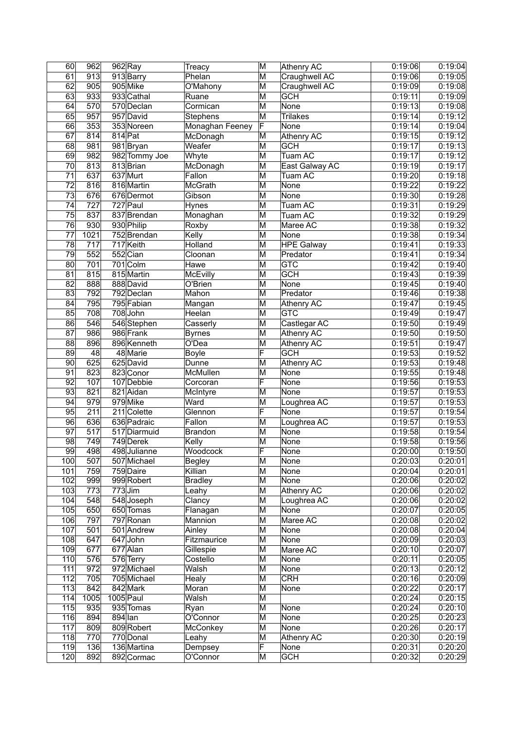| 60 | 962 | 962 | Ray | Treacy | M | Athenry AC | 0:19:06 | 0:19:04 |
|---|---|---|---|---|---|---|---|---|
| 61 | 913 | 913 | Barry | Phelan | M | Craughwell AC | 0:19:06 | 0:19:05 |
| 62 | 905 | 905 | Mike | O'Mahony | M | Craughwell AC | 0:19:09 | 0:19:08 |
| 63 | 933 | 933 | Cathal | Ruane | M | GCH | 0:19:11 | 0:19:09 |
| 64 | 570 | 570 | Declan | Cormican | M | None | 0:19:13 | 0:19:08 |
| 65 | 957 | 957 | David | Stephens | M | Trilakes | 0:19:14 | 0:19:12 |
| 66 | 353 | 353 | Noreen | Monaghan Feeney | F | None | 0:19:14 | 0:19:04 |
| 67 | 814 | 814 | Pat | McDonagh | M | Athenry AC | 0:19:15 | 0:19:12 |
| 68 | 981 | 981 | Bryan | Weafer | M | GCH | 0:19:17 | 0:19:13 |
| 69 | 982 | 982 | Tommy Joe | Whyte | M | Tuam AC | 0:19:17 | 0:19:12 |
| 70 | 813 | 813 | Brian | McDonagh | M | East Galway AC | 0:19:19 | 0:19:17 |
| 71 | 637 | 637 | Murt | Fallon | M | Tuam AC | 0:19:20 | 0:19:18 |
| 72 | 816 | 816 | Martin | McGrath | M | None | 0:19:22 | 0:19:22 |
| 73 | 676 | 676 | Dermot | Gibson | M | None | 0:19:30 | 0:19:28 |
| 74 | 727 | 727 | Paul | Hynes | M | Tuam AC | 0:19:31 | 0:19:29 |
| 75 | 837 | 837 | Brendan | Monaghan | M | Tuam AC | 0:19:32 | 0:19:29 |
| 76 | 930 | 930 | Philip | Roxby | M | Maree AC | 0:19:38 | 0:19:32 |
| 77 | 1021 | 752 | Brendan | Kelly | M | None | 0:19:38 | 0:19:34 |
| 78 | 717 | 717 | Keith | Holland | M | HPE Galway | 0:19:41 | 0:19:33 |
| 79 | 552 | 552 | Cian | Cloonan | M | Predator | 0:19:41 | 0:19:34 |
| 80 | 701 | 701 | Colm | Hawe | M | GTC | 0:19:42 | 0:19:40 |
| 81 | 815 | 815 | Martin | McEvilly | M | GCH | 0:19:43 | 0:19:39 |
| 82 | 888 | 888 | David | O'Brien | M | None | 0:19:45 | 0:19:40 |
| 83 | 792 | 792 | Declan | Mahon | M | Predator | 0:19:46 | 0:19:38 |
| 84 | 795 | 795 | Fabian | Mangan | M | Athenry AC | 0:19:47 | 0:19:45 |
| 85 | 708 | 708 | John | Heelan | M | GTC | 0:19:49 | 0:19:47 |
| 86 | 546 | 546 | Stephen | Casserly | M | Castlegar AC | 0:19:50 | 0:19:49 |
| 87 | 986 | 986 | Frank | Byrnes | M | Athenry AC | 0:19:50 | 0:19:50 |
| 88 | 896 | 896 | Kenneth | O'Dea | M | Athenry AC | 0:19:51 | 0:19:47 |
| 89 | 48 | 48 | Marie | Boyle | F | GCH | 0:19:53 | 0:19:52 |
| 90 | 625 | 625 | David | Dunne | M | Athenry AC | 0:19:53 | 0:19:48 |
| 91 | 823 | 823 | Conor | McMullen | M | None | 0:19:55 | 0:19:48 |
| 92 | 107 | 107 | Debbie | Corcoran | F | None | 0:19:56 | 0:19:53 |
| 93 | 821 | 821 | Aidan | McIntyre | M | None | 0:19:57 | 0:19:53 |
| 94 | 979 | 979 | Mike | Ward | M | Loughrea AC | 0:19:57 | 0:19:53 |
| 95 | 211 | 211 | Colette | Glennon | F | None | 0:19:57 | 0:19:54 |
| 96 | 636 | 636 | Padraic | Fallon | M | Loughrea AC | 0:19:57 | 0:19:53 |
| 97 | 517 | 517 | Diarmuid | Brandon | M | None | 0:19:58 | 0:19:54 |
| 98 | 749 | 749 | Derek | Kelly | M | None | 0:19:58 | 0:19:56 |
| 99 | 498 | 498 | Julianne | Woodcock | F | None | 0:20:00 | 0:19:50 |
| 100 | 507 | 507 | Michael | Begley | M | None | 0:20:03 | 0:20:01 |
| 101 | 759 | 759 | Daire | Killian | M | None | 0:20:04 | 0:20:01 |
| 102 | 999 | 999 | Robert | Bradley | M | None | 0:20:06 | 0:20:02 |
| 103 | 773 | 773 | Jim | Leahy | M | Athenry AC | 0:20:06 | 0:20:02 |
| 104 | 548 | 548 | Joseph | Clancy | M | Loughrea AC | 0:20:06 | 0:20:02 |
| 105 | 650 | 650 | Tomas | Flanagan | M | None | 0:20:07 | 0:20:05 |
| 106 | 797 | 797 | Ronan | Mannion | M | Maree AC | 0:20:08 | 0:20:02 |
| 107 | 501 | 501 | Andrew | Ainley | M | None | 0:20:08 | 0:20:04 |
| 108 | 647 | 647 | John | Fitzmaurice | M | None | 0:20:09 | 0:20:03 |
| 109 | 677 | 677 | Alan | Gillespie | M | Maree AC | 0:20:10 | 0:20:07 |
| 110 | 576 | 576 | Terry | Costello | M | None | 0:20:11 | 0:20:05 |
| 111 | 972 | 972 | Michael | Walsh | M | None | 0:20:13 | 0:20:12 |
| 112 | 705 | 705 | Michael | Healy | M | CRH | 0:20:16 | 0:20:09 |
| 113 | 842 | 842 | Mark | Moran | M | None | 0:20:22 | 0:20:17 |
| 114 | 1005 | 1005 | Paul | Walsh | M | | 0:20:24 | 0:20:15 |
| 115 | 935 | 935 | Tomas | Ryan | M | None | 0:20:24 | 0:20:10 |
| 116 | 894 | 894 | Ian | O'Connor | M | None | 0:20:25 | 0:20:23 |
| 117 | 809 | 809 | Robert | McConkey | M | None | 0:20:26 | 0:20:17 |
| 118 | 770 | 770 | Donal | Leahy | M | Athenry AC | 0:20:30 | 0:20:19 |
| 119 | 136 | 136 | Martina | Dempsey | F | None | 0:20:31 | 0:20:20 |
| 120 | 892 | 892 | Cormac | O'Connor | M | GCH | 0:20:32 | 0:20:29 |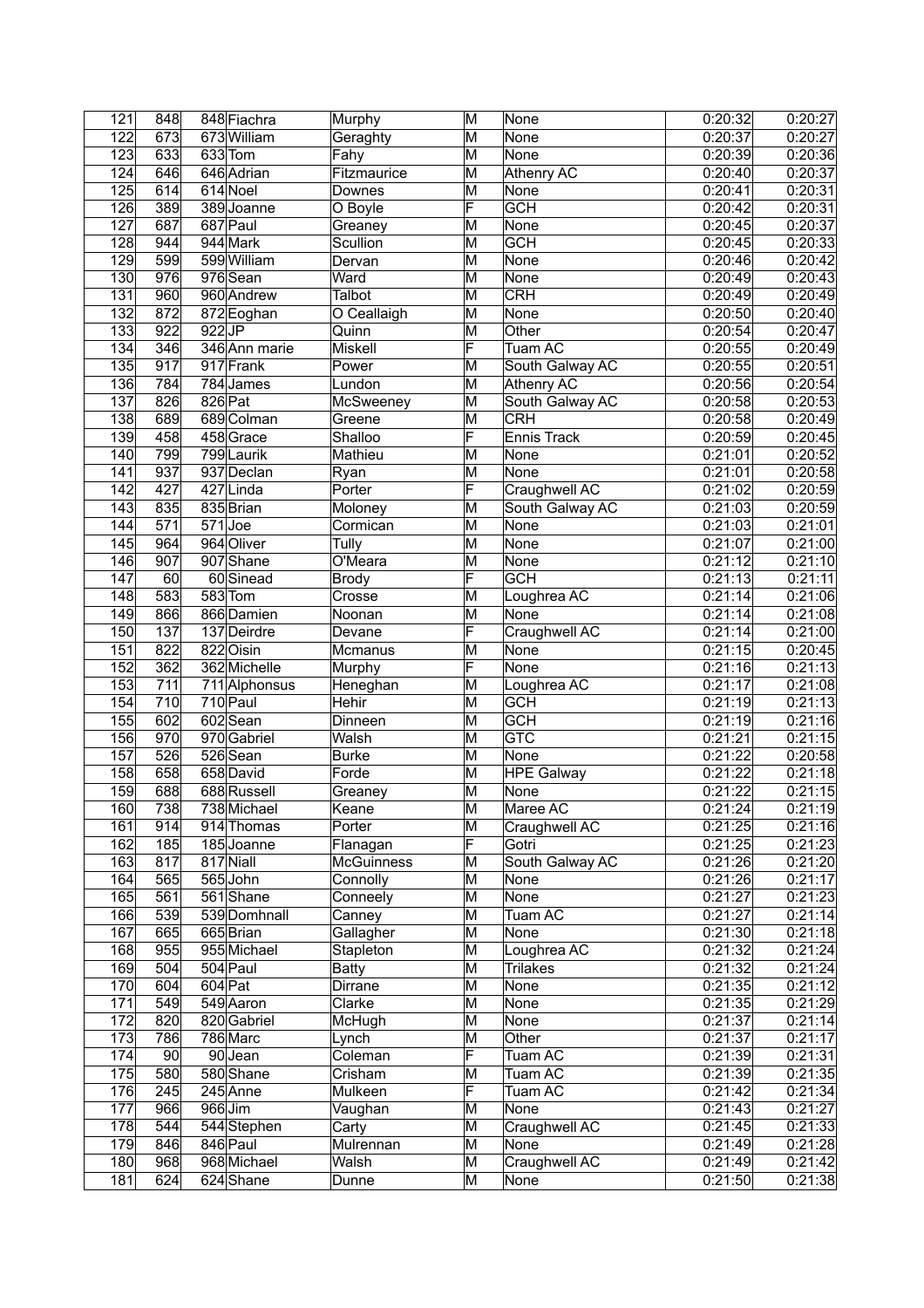| 121 | 848 | 848 | Fiachra | Murphy | M | None | 0:20:32 | 0:20:27 |
|---|---|---|---|---|---|---|---|---|
| 122 | 673 | 673 | William | Geraghty | M | None | 0:20:37 | 0:20:27 |
| 123 | 633 | 633 | Tom | Fahy | M | None | 0:20:39 | 0:20:36 |
| 124 | 646 | 646 | Adrian | Fitzmaurice | M | Athenry AC | 0:20:40 | 0:20:37 |
| 125 | 614 | 614 | Noel | Downes | M | None | 0:20:41 | 0:20:31 |
| 126 | 389 | 389 | Joanne | O Boyle | F | GCH | 0:20:42 | 0:20:31 |
| 127 | 687 | 687 | Paul | Greaney | M | None | 0:20:45 | 0:20:37 |
| 128 | 944 | 944 | Mark | Scullion | M | GCH | 0:20:45 | 0:20:33 |
| 129 | 599 | 599 | William | Dervan | M | None | 0:20:46 | 0:20:42 |
| 130 | 976 | 976 | Sean | Ward | M | None | 0:20:49 | 0:20:43 |
| 131 | 960 | 960 | Andrew | Talbot | M | CRH | 0:20:49 | 0:20:49 |
| 132 | 872 | 872 | Eoghan | O Ceallaigh | M | None | 0:20:50 | 0:20:40 |
| 133 | 922 | 922 | JP | Quinn | M | Other | 0:20:54 | 0:20:47 |
| 134 | 346 | 346 | Ann marie | Miskell | F | Tuam AC | 0:20:55 | 0:20:49 |
| 135 | 917 | 917 | Frank | Power | M | South Galway AC | 0:20:55 | 0:20:51 |
| 136 | 784 | 784 | James | Lundon | M | Athenry AC | 0:20:56 | 0:20:54 |
| 137 | 826 | 826 | Pat | McSweeney | M | South Galway AC | 0:20:58 | 0:20:53 |
| 138 | 689 | 689 | Colman | Greene | M | CRH | 0:20:58 | 0:20:49 |
| 139 | 458 | 458 | Grace | Shalloo | F | Ennis Track | 0:20:59 | 0:20:45 |
| 140 | 799 | 799 | Laurik | Mathieu | M | None | 0:21:01 | 0:20:52 |
| 141 | 937 | 937 | Declan | Ryan | M | None | 0:21:01 | 0:20:58 |
| 142 | 427 | 427 | Linda | Porter | F | Craughwell AC | 0:21:02 | 0:20:59 |
| 143 | 835 | 835 | Brian | Moloney | M | South Galway AC | 0:21:03 | 0:20:59 |
| 144 | 571 | 571 | Joe | Cormican | M | None | 0:21:03 | 0:21:01 |
| 145 | 964 | 964 | Oliver | Tully | M | None | 0:21:07 | 0:21:00 |
| 146 | 907 | 907 | Shane | O'Meara | M | None | 0:21:12 | 0:21:10 |
| 147 | 60 | 60 | Sinead | Brody | F | GCH | 0:21:13 | 0:21:11 |
| 148 | 583 | 583 | Tom | Crosse | M | Loughrea AC | 0:21:14 | 0:21:06 |
| 149 | 866 | 866 | Damien | Noonan | M | None | 0:21:14 | 0:21:08 |
| 150 | 137 | 137 | Deirdre | Devane | F | Craughwell AC | 0:21:14 | 0:21:00 |
| 151 | 822 | 822 | Oisin | Mcmanus | M | None | 0:21:15 | 0:20:45 |
| 152 | 362 | 362 | Michelle | Murphy | F | None | 0:21:16 | 0:21:13 |
| 153 | 711 | 711 | Alphonsus | Heneghan | M | Loughrea AC | 0:21:17 | 0:21:08 |
| 154 | 710 | 710 | Paul | Hehir | M | GCH | 0:21:19 | 0:21:13 |
| 155 | 602 | 602 | Sean | Dinneen | M | GCH | 0:21:19 | 0:21:16 |
| 156 | 970 | 970 | Gabriel | Walsh | M | GTC | 0:21:21 | 0:21:15 |
| 157 | 526 | 526 | Sean | Burke | M | None | 0:21:22 | 0:20:58 |
| 158 | 658 | 658 | David | Forde | M | HPE Galway | 0:21:22 | 0:21:18 |
| 159 | 688 | 688 | Russell | Greaney | M | None | 0:21:22 | 0:21:15 |
| 160 | 738 | 738 | Michael | Keane | M | Maree AC | 0:21:24 | 0:21:19 |
| 161 | 914 | 914 | Thomas | Porter | M | Craughwell AC | 0:21:25 | 0:21:16 |
| 162 | 185 | 185 | Joanne | Flanagan | F | Gotri | 0:21:25 | 0:21:23 |
| 163 | 817 | 817 | Niall | McGuinness | M | South Galway AC | 0:21:26 | 0:21:20 |
| 164 | 565 | 565 | John | Connolly | M | None | 0:21:26 | 0:21:17 |
| 165 | 561 | 561 | Shane | Conneely | M | None | 0:21:27 | 0:21:23 |
| 166 | 539 | 539 | Domhnall | Canney | M | Tuam AC | 0:21:27 | 0:21:14 |
| 167 | 665 | 665 | Brian | Gallagher | M | None | 0:21:30 | 0:21:18 |
| 168 | 955 | 955 | Michael | Stapleton | M | Loughrea AC | 0:21:32 | 0:21:24 |
| 169 | 504 | 504 | Paul | Batty | M | Trilakes | 0:21:32 | 0:21:24 |
| 170 | 604 | 604 | Pat | Dirrane | M | None | 0:21:35 | 0:21:12 |
| 171 | 549 | 549 | Aaron | Clarke | M | None | 0:21:35 | 0:21:29 |
| 172 | 820 | 820 | Gabriel | McHugh | M | None | 0:21:37 | 0:21:14 |
| 173 | 786 | 786 | Marc | Lynch | M | Other | 0:21:37 | 0:21:17 |
| 174 | 90 | 90 | Jean | Coleman | F | Tuam AC | 0:21:39 | 0:21:31 |
| 175 | 580 | 580 | Shane | Crisham | M | Tuam AC | 0:21:39 | 0:21:35 |
| 176 | 245 | 245 | Anne | Mulkeen | F | Tuam AC | 0:21:42 | 0:21:34 |
| 177 | 966 | 966 | Jim | Vaughan | M | None | 0:21:43 | 0:21:27 |
| 178 | 544 | 544 | Stephen | Carty | M | Craughwell AC | 0:21:45 | 0:21:33 |
| 179 | 846 | 846 | Paul | Mulrennan | M | None | 0:21:49 | 0:21:28 |
| 180 | 968 | 968 | Michael | Walsh | M | Craughwell AC | 0:21:49 | 0:21:42 |
| 181 | 624 | 624 | Shane | Dunne | M | None | 0:21:50 | 0:21:38 |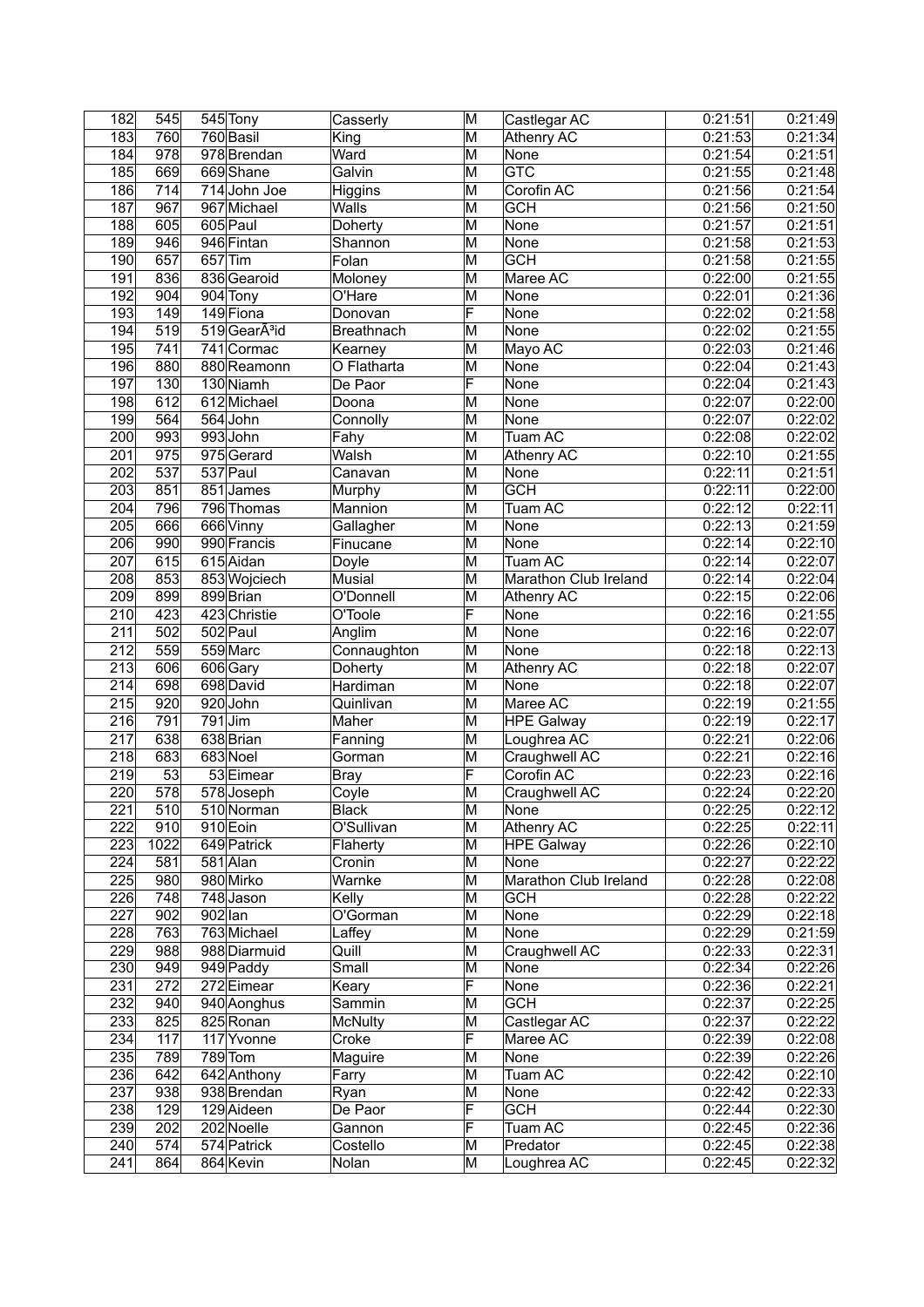| 182 | 545 | 545 | Tony | Casserly | M | Castlegar AC | 0:21:51 | 0:21:49 |
|---|---|---|---|---|---|---|---|---|
| 183 | 760 | 760 | Basil | King | M | Athenry AC | 0:21:53 | 0:21:34 |
| 184 | 978 | 978 | Brendan | Ward | M | None | 0:21:54 | 0:21:51 |
| 185 | 669 | 669 | Shane | Galvin | M | GTC | 0:21:55 | 0:21:48 |
| 186 | 714 | 714 | John Joe | Higgins | M | Corofin AC | 0:21:56 | 0:21:54 |
| 187 | 967 | 967 | Michael | Walls | M | GCH | 0:21:56 | 0:21:50 |
| 188 | 605 | 605 | Paul | Doherty | M | None | 0:21:57 | 0:21:51 |
| 189 | 946 | 946 | Fintan | Shannon | M | None | 0:21:58 | 0:21:53 |
| 190 | 657 | 657 | Tim | Folan | M | GCH | 0:21:58 | 0:21:55 |
| 191 | 836 | 836 | Gearoid | Moloney | M | Maree AC | 0:22:00 | 0:21:55 |
| 192 | 904 | 904 | Tony | O'Hare | M | None | 0:22:01 | 0:21:36 |
| 193 | 149 | 149 | Fiona | Donovan | F | None | 0:22:02 | 0:21:58 |
| 194 | 519 | 519 | GearÃ³id | Breathnach | M | None | 0:22:02 | 0:21:55 |
| 195 | 741 | 741 | Cormac | Kearney | M | Mayo AC | 0:22:03 | 0:21:46 |
| 196 | 880 | 880 | Reamonn | O Flatharta | M | None | 0:22:04 | 0:21:43 |
| 197 | 130 | 130 | Niamh | De Paor | F | None | 0:22:04 | 0:21:43 |
| 198 | 612 | 612 | Michael | Doona | M | None | 0:22:07 | 0:22:00 |
| 199 | 564 | 564 | John | Connolly | M | None | 0:22:07 | 0:22:02 |
| 200 | 993 | 993 | John | Fahy | M | Tuam AC | 0:22:08 | 0:22:02 |
| 201 | 975 | 975 | Gerard | Walsh | M | Athenry AC | 0:22:10 | 0:21:55 |
| 202 | 537 | 537 | Paul | Canavan | M | None | 0:22:11 | 0:21:51 |
| 203 | 851 | 851 | James | Murphy | M | GCH | 0:22:11 | 0:22:00 |
| 204 | 796 | 796 | Thomas | Mannion | M | Tuam AC | 0:22:12 | 0:22:11 |
| 205 | 666 | 666 | Vinny | Gallagher | M | None | 0:22:13 | 0:21:59 |
| 206 | 990 | 990 | Francis | Finucane | M | None | 0:22:14 | 0:22:10 |
| 207 | 615 | 615 | Aidan | Doyle | M | Tuam AC | 0:22:14 | 0:22:07 |
| 208 | 853 | 853 | Wojciech | Musial | M | Marathon Club Ireland | 0:22:14 | 0:22:04 |
| 209 | 899 | 899 | Brian | O'Donnell | M | Athenry AC | 0:22:15 | 0:22:06 |
| 210 | 423 | 423 | Christie | O'Toole | F | None | 0:22:16 | 0:21:55 |
| 211 | 502 | 502 | Paul | Anglim | M | None | 0:22:16 | 0:22:07 |
| 212 | 559 | 559 | Marc | Connaughton | M | None | 0:22:18 | 0:22:13 |
| 213 | 606 | 606 | Gary | Doherty | M | Athenry AC | 0:22:18 | 0:22:07 |
| 214 | 698 | 698 | David | Hardiman | M | None | 0:22:18 | 0:22:07 |
| 215 | 920 | 920 | John | Quinlivan | M | Maree AC | 0:22:19 | 0:21:55 |
| 216 | 791 | 791 | Jim | Maher | M | HPE Galway | 0:22:19 | 0:22:17 |
| 217 | 638 | 638 | Brian | Fanning | M | Loughrea AC | 0:22:21 | 0:22:06 |
| 218 | 683 | 683 | Noel | Gorman | M | Craughwell AC | 0:22:21 | 0:22:16 |
| 219 | 53 | 53 | Eimear | Bray | F | Corofin AC | 0:22:23 | 0:22:16 |
| 220 | 578 | 578 | Joseph | Coyle | M | Craughwell AC | 0:22:24 | 0:22:20 |
| 221 | 510 | 510 | Norman | Black | M | None | 0:22:25 | 0:22:12 |
| 222 | 910 | 910 | Eoin | O'Sullivan | M | Athenry AC | 0:22:25 | 0:22:11 |
| 223 | 1022 | 649 | Patrick | Flaherty | M | HPE Galway | 0:22:26 | 0:22:10 |
| 224 | 581 | 581 | Alan | Cronin | M | None | 0:22:27 | 0:22:22 |
| 225 | 980 | 980 | Mirko | Warnke | M | Marathon Club Ireland | 0:22:28 | 0:22:08 |
| 226 | 748 | 748 | Jason | Kelly | M | GCH | 0:22:28 | 0:22:22 |
| 227 | 902 | 902 | Ian | O'Gorman | M | None | 0:22:29 | 0:22:18 |
| 228 | 763 | 763 | Michael | Laffey | M | None | 0:22:29 | 0:21:59 |
| 229 | 988 | 988 | Diarmuid | Quill | M | Craughwell AC | 0:22:33 | 0:22:31 |
| 230 | 949 | 949 | Paddy | Small | M | None | 0:22:34 | 0:22:26 |
| 231 | 272 | 272 | Eimear | Keary | F | None | 0:22:36 | 0:22:21 |
| 232 | 940 | 940 | Aonghus | Sammin | M | GCH | 0:22:37 | 0:22:25 |
| 233 | 825 | 825 | Ronan | McNulty | M | Castlegar AC | 0:22:37 | 0:22:22 |
| 234 | 117 | 117 | Yvonne | Croke | F | Maree AC | 0:22:39 | 0:22:08 |
| 235 | 789 | 789 | Tom | Maguire | M | None | 0:22:39 | 0:22:26 |
| 236 | 642 | 642 | Anthony | Farry | M | Tuam AC | 0:22:42 | 0:22:10 |
| 237 | 938 | 938 | Brendan | Ryan | M | None | 0:22:42 | 0:22:33 |
| 238 | 129 | 129 | Aideen | De Paor | F | GCH | 0:22:44 | 0:22:30 |
| 239 | 202 | 202 | Noelle | Gannon | F | Tuam AC | 0:22:45 | 0:22:36 |
| 240 | 574 | 574 | Patrick | Costello | M | Predator | 0:22:45 | 0:22:38 |
| 241 | 864 | 864 | Kevin | Nolan | M | Loughrea AC | 0:22:45 | 0:22:32 |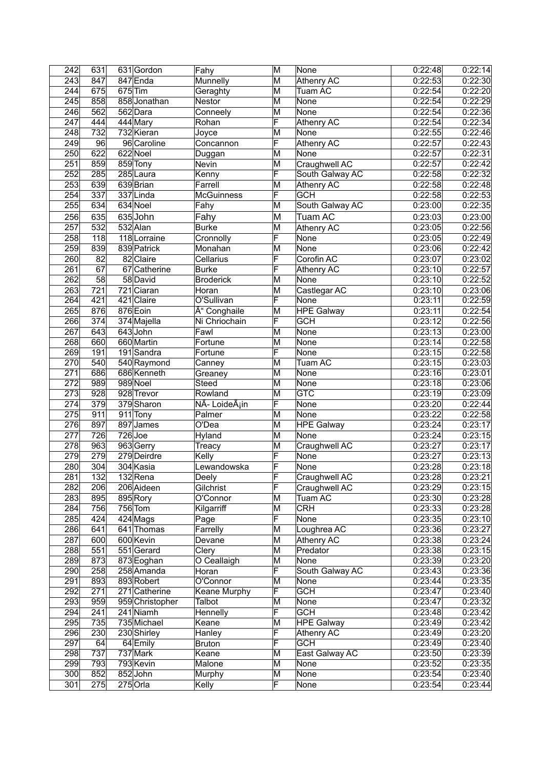| | | | | | | | | |
|---|---|---|---|---|---|---|---|---|
| 242 | 631 | 631 | Gordon | Fahy | M | None | 0:22:48 | 0:22:14 |
| 243 | 847 | 847 | Enda | Munnelly | M | Athenry AC | 0:22:53 | 0:22:30 |
| 244 | 675 | 675 | Tim | Geraghty | M | Tuam AC | 0:22:54 | 0:22:20 |
| 245 | 858 | 858 | Jonathan | Nestor | M | None | 0:22:54 | 0:22:29 |
| 246 | 562 | 562 | Dara | Conneely | M | None | 0:22:54 | 0:22:36 |
| 247 | 444 | 444 | Mary | Rohan | F | Athenry AC | 0:22:54 | 0:22:34 |
| 248 | 732 | 732 | Kieran | Joyce | M | None | 0:22:55 | 0:22:46 |
| 249 | 96 | 96 | Caroline | Concannon | F | Athenry AC | 0:22:57 | 0:22:43 |
| 250 | 622 | 622 | Noel | Duggan | M | None | 0:22:57 | 0:22:31 |
| 251 | 859 | 859 | Tony | Nevin | M | Craughwell AC | 0:22:57 | 0:22:42 |
| 252 | 285 | 285 | Laura | Kenny | F | South Galway AC | 0:22:58 | 0:22:32 |
| 253 | 639 | 639 | Brian | Farrell | M | Athenry AC | 0:22:58 | 0:22:48 |
| 254 | 337 | 337 | Linda | McGuinness | F | GCH | 0:22:58 | 0:22:53 |
| 255 | 634 | 634 | Noel | Fahy | M | South Galway AC | 0:23:00 | 0:22:35 |
| 256 | 635 | 635 | John | Fahy | M | Tuam AC | 0:23:03 | 0:23:00 |
| 257 | 532 | 532 | Alan | Burke | M | Athenry AC | 0:23:05 | 0:22:56 |
| 258 | 118 | 118 | Lorraine | Cronnolly | F | None | 0:23:05 | 0:22:49 |
| 259 | 839 | 839 | Patrick | Monahan | M | None | 0:23:06 | 0:22:42 |
| 260 | 82 | 82 | Claire | Cellarius | F | Corofin AC | 0:23:07 | 0:23:02 |
| 261 | 67 | 67 | Catherine | Burke | F | Athenry AC | 0:23:10 | 0:22:57 |
| 262 | 58 | 58 | David | Broderick | M | None | 0:23:10 | 0:22:52 |
| 263 | 721 | 721 | Ciaran | Horan | M | Castlegar AC | 0:23:10 | 0:23:06 |
| 264 | 421 | 421 | Claire | O'Sullivan | F | None | 0:23:11 | 0:22:59 |
| 265 | 876 | 876 | Eoin | Ã“ Conghaile | M | HPE Galway | 0:23:11 | 0:22:54 |
| 266 | 374 | 374 | Majella | Ni Chriochain | F | GCH | 0:23:12 | 0:22:56 |
| 267 | 643 | 643 | John | Fawl | M | None | 0:23:13 | 0:23:00 |
| 268 | 660 | 660 | Martin | Fortune | M | None | 0:23:14 | 0:22:58 |
| 269 | 191 | 191 | Sandra | Fortune | F | None | 0:23:15 | 0:22:58 |
| 270 | 540 | 540 | Raymond | Canney | M | Tuam AC | 0:23:15 | 0:23:03 |
| 271 | 686 | 686 | Kenneth | Greaney | M | None | 0:23:16 | 0:23:01 |
| 272 | 989 | 989 | Noel | Steed | M | None | 0:23:18 | 0:23:06 |
| 273 | 928 | 928 | Trevor | Rowland | M | GTC | 0:23:19 | 0:23:09 |
| 274 | 379 | 379 | Sharon | NÃ- LoideÃ¡in | F | None | 0:23:20 | 0:22:44 |
| 275 | 911 | 911 | Tony | Palmer | M | None | 0:23:22 | 0:22:58 |
| 276 | 897 | 897 | James | O'Dea | M | HPE Galway | 0:23:24 | 0:23:17 |
| 277 | 726 | 726 | Joe | Hyland | M | None | 0:23:24 | 0:23:15 |
| 278 | 963 | 963 | Gerry | Treacy | M | Craughwell AC | 0:23:27 | 0:23:17 |
| 279 | 279 | 279 | Deirdre | Kelly | F | None | 0:23:27 | 0:23:13 |
| 280 | 304 | 304 | Kasia | Lewandowska | F | None | 0:23:28 | 0:23:18 |
| 281 | 132 | 132 | Rena | Deely | F | Craughwell AC | 0:23:28 | 0:23:21 |
| 282 | 206 | 206 | Aideen | Gilchrist | F | Craughwell AC | 0:23:29 | 0:23:15 |
| 283 | 895 | 895 | Rory | O'Connor | M | Tuam AC | 0:23:30 | 0:23:28 |
| 284 | 756 | 756 | Tom | Kilgarriff | M | CRH | 0:23:33 | 0:23:28 |
| 285 | 424 | 424 | Mags | Page | F | None | 0:23:35 | 0:23:10 |
| 286 | 641 | 641 | Thomas | Farrelly | M | Loughrea AC | 0:23:36 | 0:23:27 |
| 287 | 600 | 600 | Kevin | Devane | M | Athenry AC | 0:23:38 | 0:23:24 |
| 288 | 551 | 551 | Gerard | Clery | M | Predator | 0:23:38 | 0:23:15 |
| 289 | 873 | 873 | Eoghan | O Ceallaigh | M | None | 0:23:39 | 0:23:20 |
| 290 | 258 | 258 | Amanda | Horan | F | South Galway AC | 0:23:43 | 0:23:36 |
| 291 | 893 | 893 | Robert | O'Connor | M | None | 0:23:44 | 0:23:35 |
| 292 | 271 | 271 | Catherine | Keane Murphy | F | GCH | 0:23:47 | 0:23:40 |
| 293 | 959 | 959 | Christopher | Talbot | M | None | 0:23:47 | 0:23:32 |
| 294 | 241 | 241 | Niamh | Hennelly | F | GCH | 0:23:48 | 0:23:42 |
| 295 | 735 | 735 | Michael | Keane | M | HPE Galway | 0:23:49 | 0:23:42 |
| 296 | 230 | 230 | Shirley | Hanley | F | Athenry AC | 0:23:49 | 0:23:20 |
| 297 | 64 | 64 | Emily | Bruton | F | GCH | 0:23:49 | 0:23:40 |
| 298 | 737 | 737 | Mark | Keane | M | East Galway AC | 0:23:50 | 0:23:39 |
| 299 | 793 | 793 | Kevin | Malone | M | None | 0:23:52 | 0:23:35 |
| 300 | 852 | 852 | John | Murphy | M | None | 0:23:54 | 0:23:40 |
| 301 | 275 | 275 | Orla | Kelly | F | None | 0:23:54 | 0:23:44 |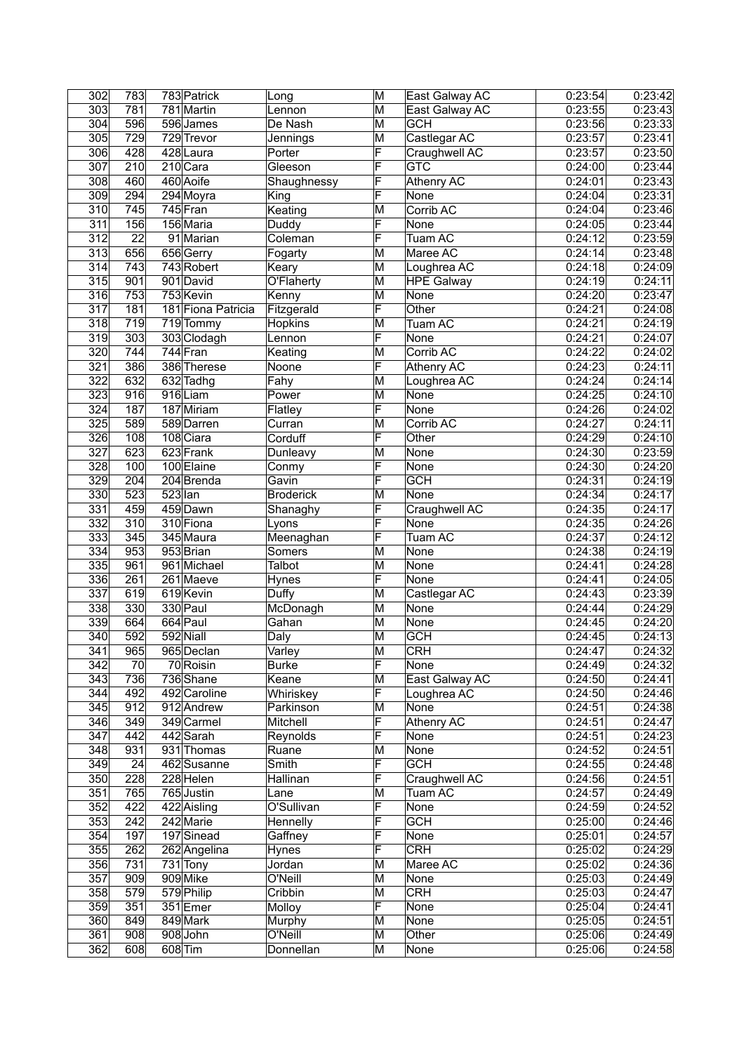| | | | | | | | | |
|---|---|---|---|---|---|---|---|---|
| 302 | 783 | 783 | Patrick | Long | M | East Galway AC | 0:23:54 | 0:23:42 |
| 303 | 781 | 781 | Martin | Lennon | M | East Galway AC | 0:23:55 | 0:23:43 |
| 304 | 596 | 596 | James | De Nash | M | GCH | 0:23:56 | 0:23:33 |
| 305 | 729 | 729 | Trevor | Jennings | M | Castlegar AC | 0:23:57 | 0:23:41 |
| 306 | 428 | 428 | Laura | Porter | F | Craughwell AC | 0:23:57 | 0:23:50 |
| 307 | 210 | 210 | Cara | Gleeson | F | GTC | 0:24:00 | 0:23:44 |
| 308 | 460 | 460 | Aoife | Shaughnessy | F | Athenry AC | 0:24:01 | 0:23:43 |
| 309 | 294 | 294 | Moyra | King | F | None | 0:24:04 | 0:23:31 |
| 310 | 745 | 745 | Fran | Keating | M | Corrib AC | 0:24:04 | 0:23:46 |
| 311 | 156 | 156 | Maria | Duddy | F | None | 0:24:05 | 0:23:44 |
| 312 | 22 | 91 | Marian | Coleman | F | Tuam AC | 0:24:12 | 0:23:59 |
| 313 | 656 | 656 | Gerry | Fogarty | M | Maree AC | 0:24:14 | 0:23:48 |
| 314 | 743 | 743 | Robert | Keary | M | Loughrea AC | 0:24:18 | 0:24:09 |
| 315 | 901 | 901 | David | O'Flaherty | M | HPE Galway | 0:24:19 | 0:24:11 |
| 316 | 753 | 753 | Kevin | Kenny | M | None | 0:24:20 | 0:23:47 |
| 317 | 181 | 181 | Fiona Patricia | Fitzgerald | F | Other | 0:24:21 | 0:24:08 |
| 318 | 719 | 719 | Tommy | Hopkins | M | Tuam AC | 0:24:21 | 0:24:19 |
| 319 | 303 | 303 | Clodagh | Lennon | F | None | 0:24:21 | 0:24:07 |
| 320 | 744 | 744 | Fran | Keating | M | Corrib AC | 0:24:22 | 0:24:02 |
| 321 | 386 | 386 | Therese | Noone | F | Athenry AC | 0:24:23 | 0:24:11 |
| 322 | 632 | 632 | Tadhg | Fahy | M | Loughrea AC | 0:24:24 | 0:24:14 |
| 323 | 916 | 916 | Liam | Power | M | None | 0:24:25 | 0:24:10 |
| 324 | 187 | 187 | Miriam | Flatley | F | None | 0:24:26 | 0:24:02 |
| 325 | 589 | 589 | Darren | Curran | M | Corrib AC | 0:24:27 | 0:24:11 |
| 326 | 108 | 108 | Ciara | Corduff | F | Other | 0:24:29 | 0:24:10 |
| 327 | 623 | 623 | Frank | Dunleavy | M | None | 0:24:30 | 0:23:59 |
| 328 | 100 | 100 | Elaine | Conmy | F | None | 0:24:30 | 0:24:20 |
| 329 | 204 | 204 | Brenda | Gavin | F | GCH | 0:24:31 | 0:24:19 |
| 330 | 523 | 523 | Ian | Broderick | M | None | 0:24:34 | 0:24:17 |
| 331 | 459 | 459 | Dawn | Shanaghy | F | Craughwell AC | 0:24:35 | 0:24:17 |
| 332 | 310 | 310 | Fiona | Lyons | F | None | 0:24:35 | 0:24:26 |
| 333 | 345 | 345 | Maura | Meenaghan | F | Tuam AC | 0:24:37 | 0:24:12 |
| 334 | 953 | 953 | Brian | Somers | M | None | 0:24:38 | 0:24:19 |
| 335 | 961 | 961 | Michael | Talbot | M | None | 0:24:41 | 0:24:28 |
| 336 | 261 | 261 | Maeve | Hynes | F | None | 0:24:41 | 0:24:05 |
| 337 | 619 | 619 | Kevin | Duffy | M | Castlegar AC | 0:24:43 | 0:23:39 |
| 338 | 330 | 330 | Paul | McDonagh | M | None | 0:24:44 | 0:24:29 |
| 339 | 664 | 664 | Paul | Gahan | M | None | 0:24:45 | 0:24:20 |
| 340 | 592 | 592 | Niall | Daly | M | GCH | 0:24:45 | 0:24:13 |
| 341 | 965 | 965 | Declan | Varley | M | CRH | 0:24:47 | 0:24:32 |
| 342 | 70 | 70 | Roisin | Burke | F | None | 0:24:49 | 0:24:32 |
| 343 | 736 | 736 | Shane | Keane | M | East Galway AC | 0:24:50 | 0:24:41 |
| 344 | 492 | 492 | Caroline | Whiriskey | F | Loughrea AC | 0:24:50 | 0:24:46 |
| 345 | 912 | 912 | Andrew | Parkinson | M | None | 0:24:51 | 0:24:38 |
| 346 | 349 | 349 | Carmel | Mitchell | F | Athenry AC | 0:24:51 | 0:24:47 |
| 347 | 442 | 442 | Sarah | Reynolds | F | None | 0:24:51 | 0:24:23 |
| 348 | 931 | 931 | Thomas | Ruane | M | None | 0:24:52 | 0:24:51 |
| 349 | 24 | 462 | Susanne | Smith | F | GCH | 0:24:55 | 0:24:48 |
| 350 | 228 | 228 | Helen | Hallinan | F | Craughwell AC | 0:24:56 | 0:24:51 |
| 351 | 765 | 765 | Justin | Lane | M | Tuam AC | 0:24:57 | 0:24:49 |
| 352 | 422 | 422 | Aisling | O'Sullivan | F | None | 0:24:59 | 0:24:52 |
| 353 | 242 | 242 | Marie | Hennelly | F | GCH | 0:25:00 | 0:24:46 |
| 354 | 197 | 197 | Sinead | Gaffney | F | None | 0:25:01 | 0:24:57 |
| 355 | 262 | 262 | Angelina | Hynes | F | CRH | 0:25:02 | 0:24:29 |
| 356 | 731 | 731 | Tony | Jordan | M | Maree AC | 0:25:02 | 0:24:36 |
| 357 | 909 | 909 | Mike | O'Neill | M | None | 0:25:03 | 0:24:49 |
| 358 | 579 | 579 | Philip | Cribbin | M | CRH | 0:25:03 | 0:24:47 |
| 359 | 351 | 351 | Emer | Molloy | F | None | 0:25:04 | 0:24:41 |
| 360 | 849 | 849 | Mark | Murphy | M | None | 0:25:05 | 0:24:51 |
| 361 | 908 | 908 | John | O'Neill | M | Other | 0:25:06 | 0:24:49 |
| 362 | 608 | 608 | Tim | Donnellan | M | None | 0:25:06 | 0:24:58 |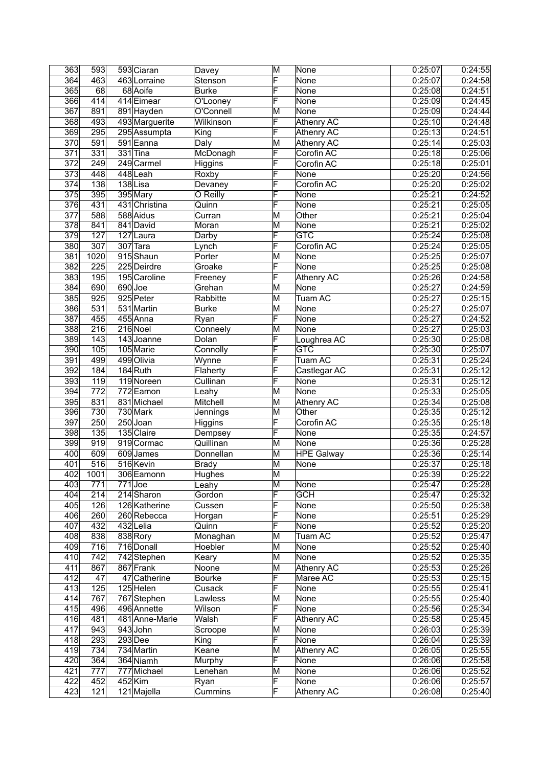| 363 | 593 | 593 | Ciaran | Davey | M | None | 0:25:07 | 0:24:55 |
|---|---|---|---|---|---|---|---|---|
| 364 | 463 | 463 | Lorraine | Stenson | F | None | 0:25:07 | 0:24:58 |
| 365 | 68 | 68 | Aoife | Burke | F | None | 0:25:08 | 0:24:51 |
| 366 | 414 | 414 | Eimear | O'Looney | F | None | 0:25:09 | 0:24:45 |
| 367 | 891 | 891 | Hayden | O'Connell | M | None | 0:25:09 | 0:24:44 |
| 368 | 493 | 493 | Marguerite | Wilkinson | F | Athenry AC | 0:25:10 | 0:24:48 |
| 369 | 295 | 295 | Assumpta | King | F | Athenry AC | 0:25:13 | 0:24:51 |
| 370 | 591 | 591 | Eanna | Daly | M | Athenry AC | 0:25:14 | 0:25:03 |
| 371 | 331 | 331 | Tina | McDonagh | F | Corofin AC | 0:25:18 | 0:25:06 |
| 372 | 249 | 249 | Carmel | Higgins | F | Corofin AC | 0:25:18 | 0:25:01 |
| 373 | 448 | 448 | Leah | Roxby | F | None | 0:25:20 | 0:24:56 |
| 374 | 138 | 138 | Lisa | Devaney | F | Corofin AC | 0:25:20 | 0:25:02 |
| 375 | 395 | 395 | Mary | O Reilly | F | None | 0:25:21 | 0:24:52 |
| 376 | 431 | 431 | Christina | Quinn | F | None | 0:25:21 | 0:25:05 |
| 377 | 588 | 588 | Aidus | Curran | M | Other | 0:25:21 | 0:25:04 |
| 378 | 841 | 841 | David | Moran | M | None | 0:25:21 | 0:25:02 |
| 379 | 127 | 127 | Laura | Darby | F | GTC | 0:25:24 | 0:25:08 |
| 380 | 307 | 307 | Tara | Lynch | F | Corofin AC | 0:25:24 | 0:25:05 |
| 381 | 1020 | 915 | Shaun | Porter | M | None | 0:25:25 | 0:25:07 |
| 382 | 225 | 225 | Deirdre | Groake | F | None | 0:25:25 | 0:25:08 |
| 383 | 195 | 195 | Caroline | Freeney | F | Athenry AC | 0:25:26 | 0:24:58 |
| 384 | 690 | 690 | Joe | Grehan | M | None | 0:25:27 | 0:24:59 |
| 385 | 925 | 925 | Peter | Rabbitte | M | Tuam AC | 0:25:27 | 0:25:15 |
| 386 | 531 | 531 | Martin | Burke | M | None | 0:25:27 | 0:25:07 |
| 387 | 455 | 455 | Anna | Ryan | F | None | 0:25:27 | 0:24:52 |
| 388 | 216 | 216 | Noel | Conneely | M | None | 0:25:27 | 0:25:03 |
| 389 | 143 | 143 | Joanne | Dolan | F | Loughrea AC | 0:25:30 | 0:25:08 |
| 390 | 105 | 105 | Marie | Connolly | F | GTC | 0:25:30 | 0:25:07 |
| 391 | 499 | 499 | Olivia | Wynne | F | Tuam AC | 0:25:31 | 0:25:24 |
| 392 | 184 | 184 | Ruth | Flaherty | F | Castlegar AC | 0:25:31 | 0:25:12 |
| 393 | 119 | 119 | Noreen | Cullinan | F | None | 0:25:31 | 0:25:12 |
| 394 | 772 | 772 | Eamon | Leahy | M | None | 0:25:33 | 0:25:05 |
| 395 | 831 | 831 | Michael | Mitchell | M | Athenry AC | 0:25:34 | 0:25:08 |
| 396 | 730 | 730 | Mark | Jennings | M | Other | 0:25:35 | 0:25:12 |
| 397 | 250 | 250 | Joan | Higgins | F | Corofin AC | 0:25:35 | 0:25:18 |
| 398 | 135 | 135 | Claire | Dempsey | F | None | 0:25:35 | 0:24:57 |
| 399 | 919 | 919 | Cormac | Quillinan | M | None | 0:25:36 | 0:25:28 |
| 400 | 609 | 609 | James | Donnellan | M | HPE Galway | 0:25:36 | 0:25:14 |
| 401 | 516 | 516 | Kevin | Brady | M | None | 0:25:37 | 0:25:18 |
| 402 | 1001 | 306 | Eamonn | Hughes | M | | 0:25:39 | 0:25:22 |
| 403 | 771 | 771 | Joe | Leahy | M | None | 0:25:47 | 0:25:28 |
| 404 | 214 | 214 | Sharon | Gordon | F | GCH | 0:25:47 | 0:25:32 |
| 405 | 126 | 126 | Katherine | Cussen | F | None | 0:25:50 | 0:25:38 |
| 406 | 260 | 260 | Rebecca | Horgan | F | None | 0:25:51 | 0:25:29 |
| 407 | 432 | 432 | Lelia | Quinn | F | None | 0:25:52 | 0:25:20 |
| 408 | 838 | 838 | Rory | Monaghan | M | Tuam AC | 0:25:52 | 0:25:47 |
| 409 | 716 | 716 | Donall | Hoebler | M | None | 0:25:52 | 0:25:40 |
| 410 | 742 | 742 | Stephen | Keary | M | None | 0:25:52 | 0:25:35 |
| 411 | 867 | 867 | Frank | Noone | M | Athenry AC | 0:25:53 | 0:25:26 |
| 412 | 47 | 47 | Catherine | Bourke | F | Maree AC | 0:25:53 | 0:25:15 |
| 413 | 125 | 125 | Helen | Cusack | F | None | 0:25:55 | 0:25:41 |
| 414 | 767 | 767 | Stephen | Lawless | M | None | 0:25:55 | 0:25:40 |
| 415 | 496 | 496 | Annette | Wilson | F | None | 0:25:56 | 0:25:34 |
| 416 | 481 | 481 | Anne-Marie | Walsh | F | Athenry AC | 0:25:58 | 0:25:45 |
| 417 | 943 | 943 | John | Scroope | M | None | 0:26:03 | 0:25:39 |
| 418 | 293 | 293 | Dee | King | F | None | 0:26:04 | 0:25:39 |
| 419 | 734 | 734 | Martin | Keane | M | Athenry AC | 0:26:05 | 0:25:55 |
| 420 | 364 | 364 | Niamh | Murphy | F | None | 0:26:06 | 0:25:58 |
| 421 | 777 | 777 | Michael | Lenehan | M | None | 0:26:06 | 0:25:52 |
| 422 | 452 | 452 | Kim | Ryan | F | None | 0:26:06 | 0:25:57 |
| 423 | 121 | 121 | Majella | Cummins | F | Athenry AC | 0:26:08 | 0:25:40 |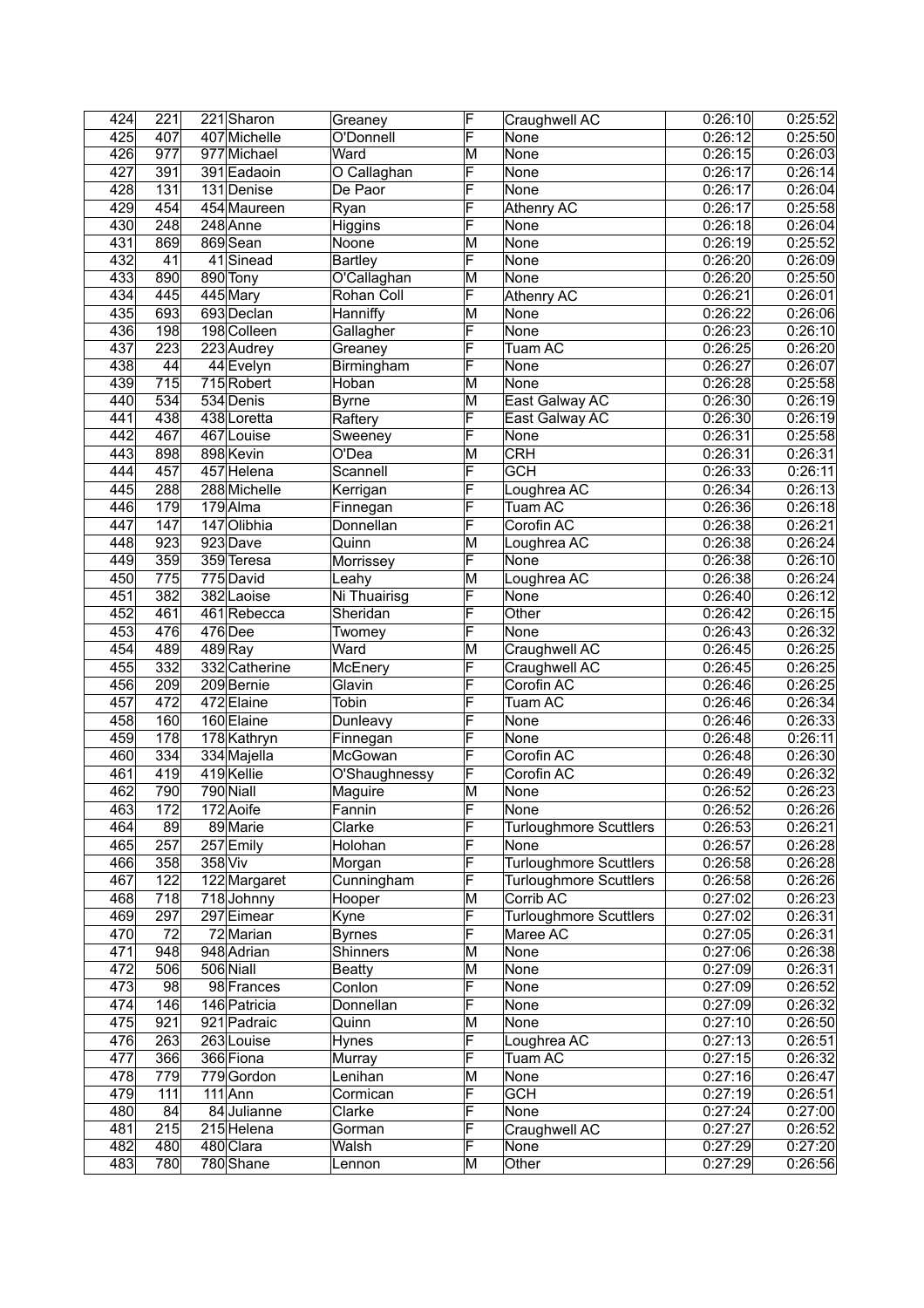| 424 | 221 | 221 | Sharon | Greaney | F | Craughwell AC | 0:26:10 | 0:25:52 |
|---|---|---|---|---|---|---|---|---|
| 425 | 407 | 407 | Michelle | O'Donnell | F | None | 0:26:12 | 0:25:50 |
| 426 | 977 | 977 | Michael | Ward | M | None | 0:26:15 | 0:26:03 |
| 427 | 391 | 391 | Eadaoin | O Callaghan | F | None | 0:26:17 | 0:26:14 |
| 428 | 131 | 131 | Denise | De Paor | F | None | 0:26:17 | 0:26:04 |
| 429 | 454 | 454 | Maureen | Ryan | F | Athenry AC | 0:26:17 | 0:25:58 |
| 430 | 248 | 248 | Anne | Higgins | F | None | 0:26:18 | 0:26:04 |
| 431 | 869 | 869 | Sean | Noone | M | None | 0:26:19 | 0:25:52 |
| 432 | 41 | 41 | Sinead | Bartley | F | None | 0:26:20 | 0:26:09 |
| 433 | 890 | 890 | Tony | O'Callaghan | M | None | 0:26:20 | 0:25:50 |
| 434 | 445 | 445 | Mary | Rohan Coll | F | Athenry AC | 0:26:21 | 0:26:01 |
| 435 | 693 | 693 | Declan | Hanniffy | M | None | 0:26:22 | 0:26:06 |
| 436 | 198 | 198 | Colleen | Gallagher | F | None | 0:26:23 | 0:26:10 |
| 437 | 223 | 223 | Audrey | Greaney | F | Tuam AC | 0:26:25 | 0:26:20 |
| 438 | 44 | 44 | Evelyn | Birmingham | F | None | 0:26:27 | 0:26:07 |
| 439 | 715 | 715 | Robert | Hoban | M | None | 0:26:28 | 0:25:58 |
| 440 | 534 | 534 | Denis | Byrne | M | East Galway AC | 0:26:30 | 0:26:19 |
| 441 | 438 | 438 | Loretta | Raftery | F | East Galway AC | 0:26:30 | 0:26:19 |
| 442 | 467 | 467 | Louise | Sweeney | F | None | 0:26:31 | 0:25:58 |
| 443 | 898 | 898 | Kevin | O'Dea | M | CRH | 0:26:31 | 0:26:31 |
| 444 | 457 | 457 | Helena | Scannell | F | GCH | 0:26:33 | 0:26:11 |
| 445 | 288 | 288 | Michelle | Kerrigan | F | Loughrea AC | 0:26:34 | 0:26:13 |
| 446 | 179 | 179 | Alma | Finnegan | F | Tuam AC | 0:26:36 | 0:26:18 |
| 447 | 147 | 147 | Olibhia | Donnellan | F | Corofin AC | 0:26:38 | 0:26:21 |
| 448 | 923 | 923 | Dave | Quinn | M | Loughrea AC | 0:26:38 | 0:26:24 |
| 449 | 359 | 359 | Teresa | Morrissey | F | None | 0:26:38 | 0:26:10 |
| 450 | 775 | 775 | David | Leahy | M | Loughrea AC | 0:26:38 | 0:26:24 |
| 451 | 382 | 382 | Laoise | Ni Thuairisg | F | None | 0:26:40 | 0:26:12 |
| 452 | 461 | 461 | Rebecca | Sheridan | F | Other | 0:26:42 | 0:26:15 |
| 453 | 476 | 476 | Dee | Twomey | F | None | 0:26:43 | 0:26:32 |
| 454 | 489 | 489 | Ray | Ward | M | Craughwell AC | 0:26:45 | 0:26:25 |
| 455 | 332 | 332 | Catherine | McEnery | F | Craughwell AC | 0:26:45 | 0:26:25 |
| 456 | 209 | 209 | Bernie | Glavin | F | Corofin AC | 0:26:46 | 0:26:25 |
| 457 | 472 | 472 | Elaine | Tobin | F | Tuam AC | 0:26:46 | 0:26:34 |
| 458 | 160 | 160 | Elaine | Dunleavy | F | None | 0:26:46 | 0:26:33 |
| 459 | 178 | 178 | Kathryn | Finnegan | F | None | 0:26:48 | 0:26:11 |
| 460 | 334 | 334 | Majella | McGowan | F | Corofin AC | 0:26:48 | 0:26:30 |
| 461 | 419 | 419 | Kellie | O'Shaughnessy | F | Corofin AC | 0:26:49 | 0:26:32 |
| 462 | 790 | 790 | Niall | Maguire | M | None | 0:26:52 | 0:26:23 |
| 463 | 172 | 172 | Aoife | Fannin | F | None | 0:26:52 | 0:26:26 |
| 464 | 89 | 89 | Marie | Clarke | F | Turloughmore Scuttlers | 0:26:53 | 0:26:21 |
| 465 | 257 | 257 | Emily | Holohan | F | None | 0:26:57 | 0:26:28 |
| 466 | 358 | 358 | Viv | Morgan | F | Turloughmore Scuttlers | 0:26:58 | 0:26:28 |
| 467 | 122 | 122 | Margaret | Cunningham | F | Turloughmore Scuttlers | 0:26:58 | 0:26:26 |
| 468 | 718 | 718 | Johnny | Hooper | M | Corrib AC | 0:27:02 | 0:26:23 |
| 469 | 297 | 297 | Eimear | Kyne | F | Turloughmore Scuttlers | 0:27:02 | 0:26:31 |
| 470 | 72 | 72 | Marian | Byrnes | F | Maree AC | 0:27:05 | 0:26:31 |
| 471 | 948 | 948 | Adrian | Shinners | M | None | 0:27:06 | 0:26:38 |
| 472 | 506 | 506 | Niall | Beatty | M | None | 0:27:09 | 0:26:31 |
| 473 | 98 | 98 | Frances | Conlon | F | None | 0:27:09 | 0:26:52 |
| 474 | 146 | 146 | Patricia | Donnellan | F | None | 0:27:09 | 0:26:32 |
| 475 | 921 | 921 | Padraic | Quinn | M | None | 0:27:10 | 0:26:50 |
| 476 | 263 | 263 | Louise | Hynes | F | Loughrea AC | 0:27:13 | 0:26:51 |
| 477 | 366 | 366 | Fiona | Murray | F | Tuam AC | 0:27:15 | 0:26:32 |
| 478 | 779 | 779 | Gordon | Lenihan | M | None | 0:27:16 | 0:26:47 |
| 479 | 111 | 111 | Ann | Cormican | F | GCH | 0:27:19 | 0:26:51 |
| 480 | 84 | 84 | Julianne | Clarke | F | None | 0:27:24 | 0:27:00 |
| 481 | 215 | 215 | Helena | Gorman | F | Craughwell AC | 0:27:27 | 0:26:52 |
| 482 | 480 | 480 | Clara | Walsh | F | None | 0:27:29 | 0:27:20 |
| 483 | 780 | 780 | Shane | Lennon | M | Other | 0:27:29 | 0:26:56 |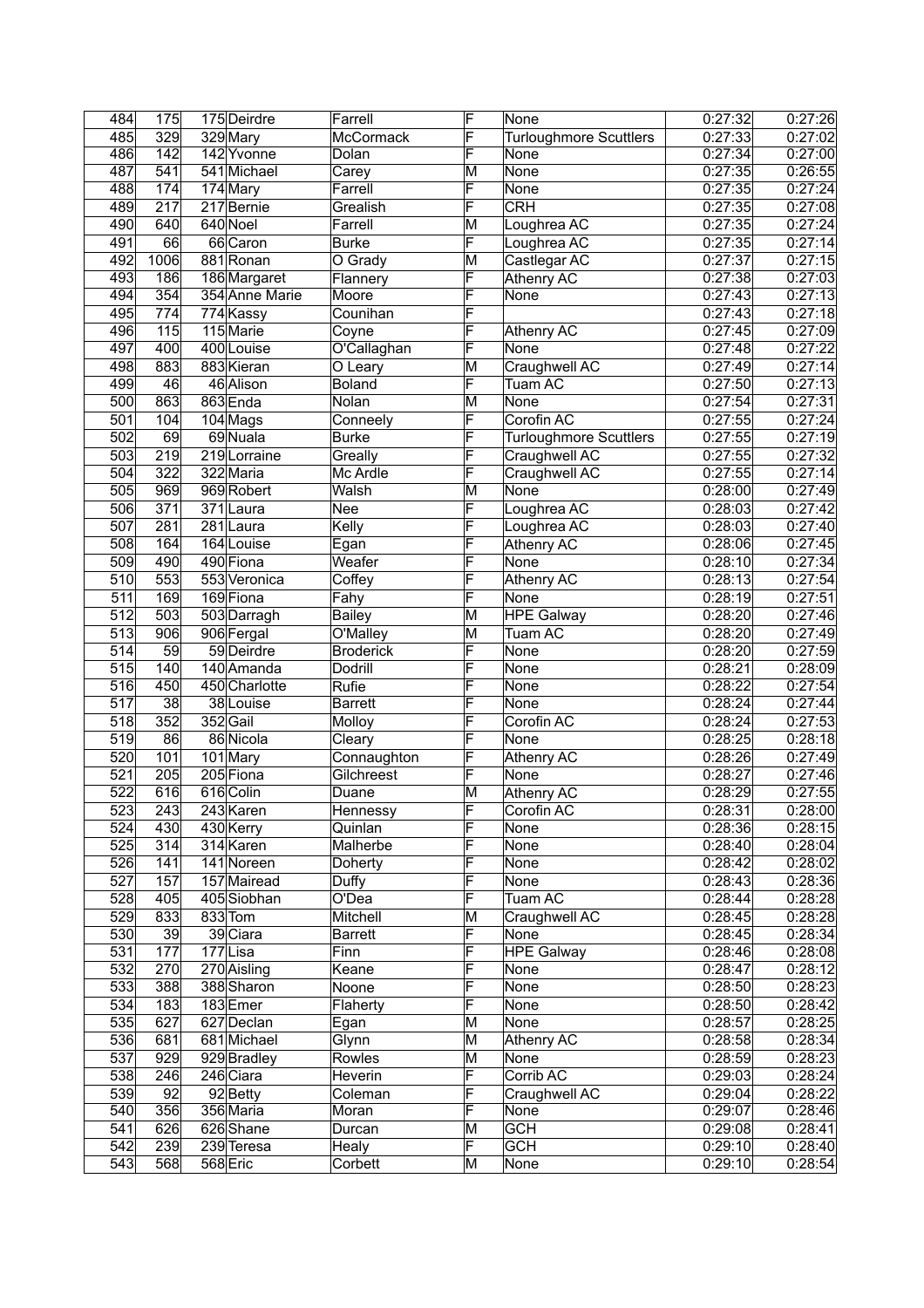| 484 | 175 | 175 | Deirdre | Farrell | F | None | 0:27:32 | 0:27:26 |
|---|---|---|---|---|---|---|---|---|
| 485 | 329 | 329 | Mary | McCormack | F | Turloughmore Scuttlers | 0:27:33 | 0:27:02 |
| 486 | 142 | 142 | Yvonne | Dolan | F | None | 0:27:34 | 0:27:00 |
| 487 | 541 | 541 | Michael | Carey | M | None | 0:27:35 | 0:26:55 |
| 488 | 174 | 174 | Mary | Farrell | F | None | 0:27:35 | 0:27:24 |
| 489 | 217 | 217 | Bernie | Grealish | F | CRH | 0:27:35 | 0:27:08 |
| 490 | 640 | 640 | Noel | Farrell | M | Loughrea AC | 0:27:35 | 0:27:24 |
| 491 | 66 | 66 | Caron | Burke | F | Loughrea AC | 0:27:35 | 0:27:14 |
| 492 | 1006 | 881 | Ronan | O Grady | M | Castlegar AC | 0:27:37 | 0:27:15 |
| 493 | 186 | 186 | Margaret | Flannery | F | Athenry AC | 0:27:38 | 0:27:03 |
| 494 | 354 | 354 | Anne Marie | Moore | F | None | 0:27:43 | 0:27:13 |
| 495 | 774 | 774 | Kassy | Counihan | F |  | 0:27:43 | 0:27:18 |
| 496 | 115 | 115 | Marie | Coyne | F | Athenry AC | 0:27:45 | 0:27:09 |
| 497 | 400 | 400 | Louise | O'Callaghan | F | None | 0:27:48 | 0:27:22 |
| 498 | 883 | 883 | Kieran | O Leary | M | Craughwell AC | 0:27:49 | 0:27:14 |
| 499 | 46 | 46 | Alison | Boland | F | Tuam AC | 0:27:50 | 0:27:13 |
| 500 | 863 | 863 | Enda | Nolan | M | None | 0:27:54 | 0:27:31 |
| 501 | 104 | 104 | Mags | Conneely | F | Corofin AC | 0:27:55 | 0:27:24 |
| 502 | 69 | 69 | Nuala | Burke | F | Turloughmore Scuttlers | 0:27:55 | 0:27:19 |
| 503 | 219 | 219 | Lorraine | Greally | F | Craughwell AC | 0:27:55 | 0:27:32 |
| 504 | 322 | 322 | Maria | Mc Ardle | F | Craughwell AC | 0:27:55 | 0:27:14 |
| 505 | 969 | 969 | Robert | Walsh | M | None | 0:28:00 | 0:27:49 |
| 506 | 371 | 371 | Laura | Nee | F | Loughrea AC | 0:28:03 | 0:27:42 |
| 507 | 281 | 281 | Laura | Kelly | F | Loughrea AC | 0:28:03 | 0:27:40 |
| 508 | 164 | 164 | Louise | Egan | F | Athenry AC | 0:28:06 | 0:27:45 |
| 509 | 490 | 490 | Fiona | Weafer | F | None | 0:28:10 | 0:27:34 |
| 510 | 553 | 553 | Veronica | Coffey | F | Athenry AC | 0:28:13 | 0:27:54 |
| 511 | 169 | 169 | Fiona | Fahy | F | None | 0:28:19 | 0:27:51 |
| 512 | 503 | 503 | Darragh | Bailey | M | HPE Galway | 0:28:20 | 0:27:46 |
| 513 | 906 | 906 | Fergal | O'Malley | M | Tuam AC | 0:28:20 | 0:27:49 |
| 514 | 59 | 59 | Deirdre | Broderick | F | None | 0:28:20 | 0:27:59 |
| 515 | 140 | 140 | Amanda | Dodrill | F | None | 0:28:21 | 0:28:09 |
| 516 | 450 | 450 | Charlotte | Rufie | F | None | 0:28:22 | 0:27:54 |
| 517 | 38 | 38 | Louise | Barrett | F | None | 0:28:24 | 0:27:44 |
| 518 | 352 | 352 | Gail | Molloy | F | Corofin AC | 0:28:24 | 0:27:53 |
| 519 | 86 | 86 | Nicola | Cleary | F | None | 0:28:25 | 0:28:18 |
| 520 | 101 | 101 | Mary | Connaughton | F | Athenry AC | 0:28:26 | 0:27:49 |
| 521 | 205 | 205 | Fiona | Gilchreest | F | None | 0:28:27 | 0:27:46 |
| 522 | 616 | 616 | Colin | Duane | M | Athenry AC | 0:28:29 | 0:27:55 |
| 523 | 243 | 243 | Karen | Hennessy | F | Corofin AC | 0:28:31 | 0:28:00 |
| 524 | 430 | 430 | Kerry | Quinlan | F | None | 0:28:36 | 0:28:15 |
| 525 | 314 | 314 | Karen | Malherbe | F | None | 0:28:40 | 0:28:04 |
| 526 | 141 | 141 | Noreen | Doherty | F | None | 0:28:42 | 0:28:02 |
| 527 | 157 | 157 | Mairead | Duffy | F | None | 0:28:43 | 0:28:36 |
| 528 | 405 | 405 | Siobhan | O'Dea | F | Tuam AC | 0:28:44 | 0:28:28 |
| 529 | 833 | 833 | Tom | Mitchell | M | Craughwell AC | 0:28:45 | 0:28:28 |
| 530 | 39 | 39 | Ciara | Barrett | F | None | 0:28:45 | 0:28:34 |
| 531 | 177 | 177 | Lisa | Finn | F | HPE Galway | 0:28:46 | 0:28:08 |
| 532 | 270 | 270 | Aisling | Keane | F | None | 0:28:47 | 0:28:12 |
| 533 | 388 | 388 | Sharon | Noone | F | None | 0:28:50 | 0:28:23 |
| 534 | 183 | 183 | Emer | Flaherty | F | None | 0:28:50 | 0:28:42 |
| 535 | 627 | 627 | Declan | Egan | M | None | 0:28:57 | 0:28:25 |
| 536 | 681 | 681 | Michael | Glynn | M | Athenry AC | 0:28:58 | 0:28:34 |
| 537 | 929 | 929 | Bradley | Rowles | M | None | 0:28:59 | 0:28:23 |
| 538 | 246 | 246 | Ciara | Heverin | F | Corrib AC | 0:29:03 | 0:28:24 |
| 539 | 92 | 92 | Betty | Coleman | F | Craughwell AC | 0:29:04 | 0:28:22 |
| 540 | 356 | 356 | Maria | Moran | F | None | 0:29:07 | 0:28:46 |
| 541 | 626 | 626 | Shane | Durcan | M | GCH | 0:29:08 | 0:28:41 |
| 542 | 239 | 239 | Teresa | Healy | F | GCH | 0:29:10 | 0:28:40 |
| 543 | 568 | 568 | Eric | Corbett | M | None | 0:29:10 | 0:28:54 |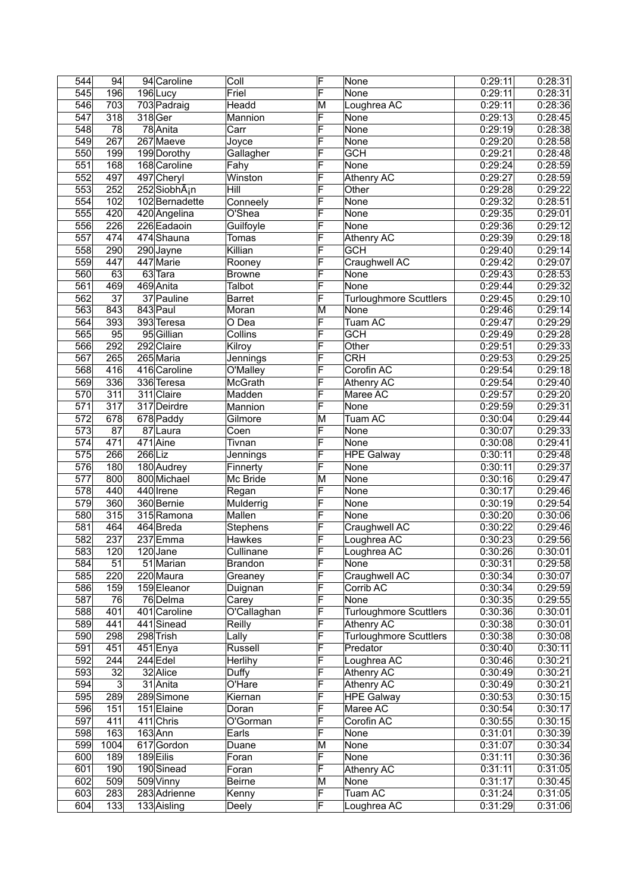| | | | | | | | | |
|---|---|---|---|---|---|---|---|---|
| 544 | 94 | 94 | Caroline | Coll | F | None | 0:29:11 | 0:28:31 |
| 545 | 196 | 196 | Lucy | Friel | F | None | 0:29:11 | 0:28:31 |
| 546 | 703 | 703 | Padraig | Headd | M | Loughrea AC | 0:29:11 | 0:28:36 |
| 547 | 318 | 318 | Ger | Mannion | F | None | 0:29:13 | 0:28:45 |
| 548 | 78 | 78 | Anita | Carr | F | None | 0:29:19 | 0:28:38 |
| 549 | 267 | 267 | Maeve | Joyce | F | None | 0:29:20 | 0:28:58 |
| 550 | 199 | 199 | Dorothy | Gallagher | F | GCH | 0:29:21 | 0:28:48 |
| 551 | 168 | 168 | Caroline | Fahy | F | None | 0:29:24 | 0:28:59 |
| 552 | 497 | 497 | Cheryl | Winston | F | Athenry AC | 0:29:27 | 0:28:59 |
| 553 | 252 | 252 | SiobhÃ¡n | Hill | F | Other | 0:29:28 | 0:29:22 |
| 554 | 102 | 102 | Bernadette | Conneely | F | None | 0:29:32 | 0:28:51 |
| 555 | 420 | 420 | Angelina | O'Shea | F | None | 0:29:35 | 0:29:01 |
| 556 | 226 | 226 | Eadaoin | Guilfoyle | F | None | 0:29:36 | 0:29:12 |
| 557 | 474 | 474 | Shauna | Tomas | F | Athenry AC | 0:29:39 | 0:29:18 |
| 558 | 290 | 290 | Jayne | Killian | F | GCH | 0:29:40 | 0:29:14 |
| 559 | 447 | 447 | Marie | Rooney | F | Craughwell AC | 0:29:42 | 0:29:07 |
| 560 | 63 | 63 | Tara | Browne | F | None | 0:29:43 | 0:28:53 |
| 561 | 469 | 469 | Anita | Talbot | F | None | 0:29:44 | 0:29:32 |
| 562 | 37 | 37 | Pauline | Barret | F | Turloughmore Scuttlers | 0:29:45 | 0:29:10 |
| 563 | 843 | 843 | Paul | Moran | M | None | 0:29:46 | 0:29:14 |
| 564 | 393 | 393 | Teresa | O Dea | F | Tuam AC | 0:29:47 | 0:29:29 |
| 565 | 95 | 95 | Gillian | Collins | F | GCH | 0:29:49 | 0:29:28 |
| 566 | 292 | 292 | Claire | Kilroy | F | Other | 0:29:51 | 0:29:33 |
| 567 | 265 | 265 | Maria | Jennings | F | CRH | 0:29:53 | 0:29:25 |
| 568 | 416 | 416 | Caroline | O'Malley | F | Corofin AC | 0:29:54 | 0:29:18 |
| 569 | 336 | 336 | Teresa | McGrath | F | Athenry AC | 0:29:54 | 0:29:40 |
| 570 | 311 | 311 | Claire | Madden | F | Maree AC | 0:29:57 | 0:29:20 |
| 571 | 317 | 317 | Deirdre | Mannion | F | None | 0:29:59 | 0:29:31 |
| 572 | 678 | 678 | Paddy | Gilmore | M | Tuam AC | 0:30:04 | 0:29:44 |
| 573 | 87 | 87 | Laura | Coen | F | None | 0:30:07 | 0:29:33 |
| 574 | 471 | 471 | Aine | Tivnan | F | None | 0:30:08 | 0:29:41 |
| 575 | 266 | 266 | Liz | Jennings | F | HPE Galway | 0:30:11 | 0:29:48 |
| 576 | 180 | 180 | Audrey | Finnerty | F | None | 0:30:11 | 0:29:37 |
| 577 | 800 | 800 | Michael | Mc Bride | M | None | 0:30:16 | 0:29:47 |
| 578 | 440 | 440 | Irene | Regan | F | None | 0:30:17 | 0:29:46 |
| 579 | 360 | 360 | Bernie | Mulderrig | F | None | 0:30:19 | 0:29:54 |
| 580 | 315 | 315 | Ramona | Mallen | F | None | 0:30:20 | 0:30:06 |
| 581 | 464 | 464 | Breda | Stephens | F | Craughwell AC | 0:30:22 | 0:29:46 |
| 582 | 237 | 237 | Emma | Hawkes | F | Loughrea AC | 0:30:23 | 0:29:56 |
| 583 | 120 | 120 | Jane | Cullinane | F | Loughrea AC | 0:30:26 | 0:30:01 |
| 584 | 51 | 51 | Marian | Brandon | F | None | 0:30:31 | 0:29:58 |
| 585 | 220 | 220 | Maura | Greaney | F | Craughwell AC | 0:30:34 | 0:30:07 |
| 586 | 159 | 159 | Eleanor | Duignan | F | Corrib AC | 0:30:34 | 0:29:59 |
| 587 | 76 | 76 | Delma | Carey | F | None | 0:30:35 | 0:29:55 |
| 588 | 401 | 401 | Caroline | O'Callaghan | F | Turloughmore Scuttlers | 0:30:36 | 0:30:01 |
| 589 | 441 | 441 | Sinead | Reilly | F | Athenry AC | 0:30:38 | 0:30:01 |
| 590 | 298 | 298 | Trish | Lally | F | Turloughmore Scuttlers | 0:30:38 | 0:30:08 |
| 591 | 451 | 451 | Enya | Russell | F | Predator | 0:30:40 | 0:30:11 |
| 592 | 244 | 244 | Edel | Herlihy | F | Loughrea AC | 0:30:46 | 0:30:21 |
| 593 | 32 | 32 | Alice | Duffy | F | Athenry AC | 0:30:49 | 0:30:21 |
| 594 | 3 | 31 | Anita | O'Hare | F | Athenry AC | 0:30:49 | 0:30:21 |
| 595 | 289 | 289 | Simone | Kiernan | F | HPE Galway | 0:30:53 | 0:30:15 |
| 596 | 151 | 151 | Elaine | Doran | F | Maree AC | 0:30:54 | 0:30:17 |
| 597 | 411 | 411 | Chris | O'Gorman | F | Corofin AC | 0:30:55 | 0:30:15 |
| 598 | 163 | 163 | Ann | Earls | F | None | 0:31:01 | 0:30:39 |
| 599 | 1004 | 617 | Gordon | Duane | M | None | 0:31:07 | 0:30:34 |
| 600 | 189 | 189 | Eilis | Foran | F | None | 0:31:11 | 0:30:36 |
| 601 | 190 | 190 | Sinead | Foran | F | Athenry AC | 0:31:11 | 0:31:05 |
| 602 | 509 | 509 | Vinny | Beirne | M | None | 0:31:17 | 0:30:45 |
| 603 | 283 | 283 | Adrienne | Kenny | F | Tuam AC | 0:31:24 | 0:31:05 |
| 604 | 133 | 133 | Aisling | Deely | F | Loughrea AC | 0:31:29 | 0:31:06 |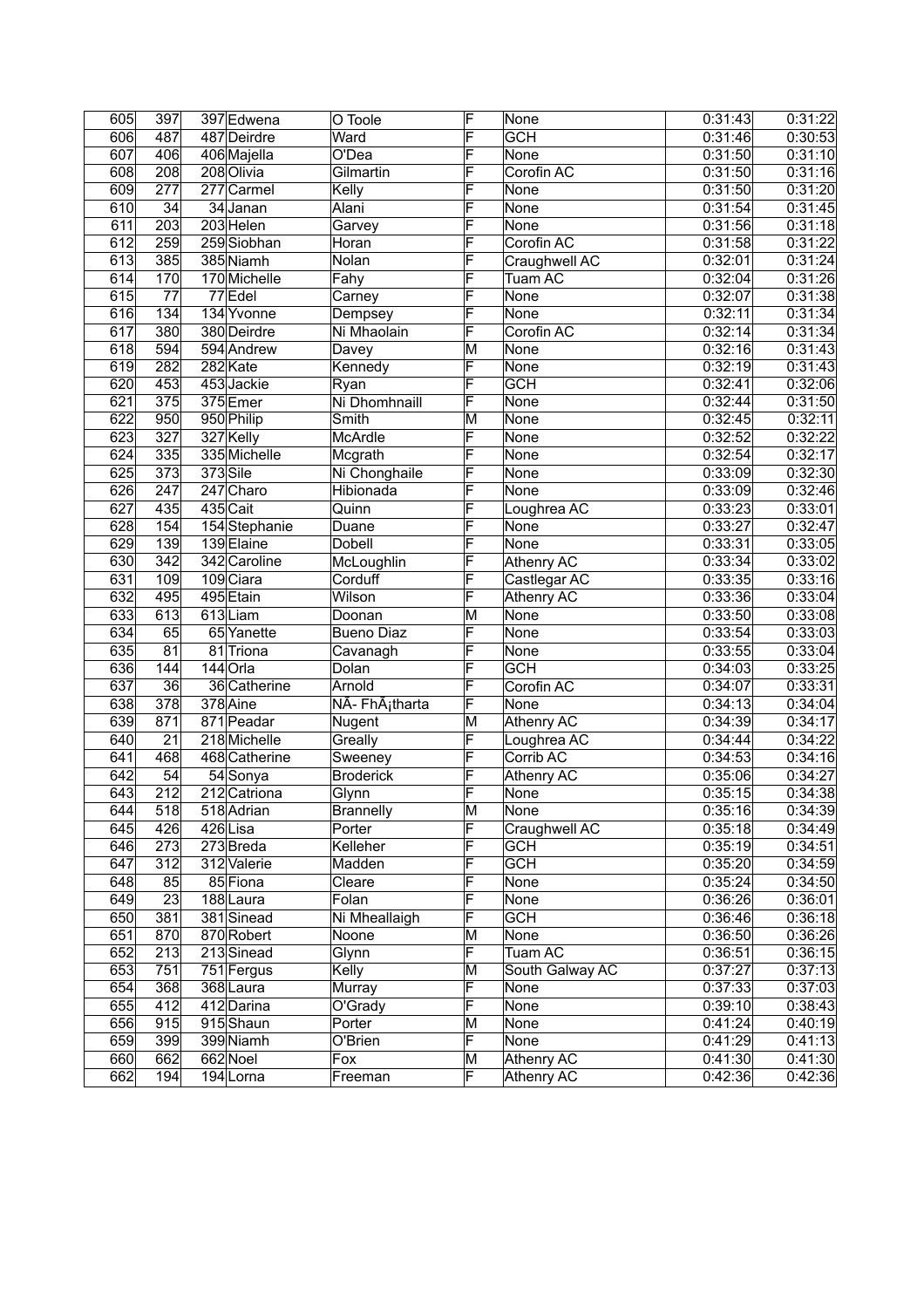| | | | | | | | | |
|---|---|---|---|---|---|---|---|---|
| 605 | 397 | 397 | Edwena | O Toole | F | None | 0:31:43 | 0:31:22 |
| 606 | 487 | 487 | Deirdre | Ward | F | GCH | 0:31:46 | 0:30:53 |
| 607 | 406 | 406 | Majella | O'Dea | F | None | 0:31:50 | 0:31:10 |
| 608 | 208 | 208 | Olivia | Gilmartin | F | Corofin AC | 0:31:50 | 0:31:16 |
| 609 | 277 | 277 | Carmel | Kelly | F | None | 0:31:50 | 0:31:20 |
| 610 | 34 | 34 | Janan | Alani | F | None | 0:31:54 | 0:31:45 |
| 611 | 203 | 203 | Helen | Garvey | F | None | 0:31:56 | 0:31:18 |
| 612 | 259 | 259 | Siobhan | Horan | F | Corofin AC | 0:31:58 | 0:31:22 |
| 613 | 385 | 385 | Niamh | Nolan | F | Craughwell AC | 0:32:01 | 0:31:24 |
| 614 | 170 | 170 | Michelle | Fahy | F | Tuam AC | 0:32:04 | 0:31:26 |
| 615 | 77 | 77 | Edel | Carney | F | None | 0:32:07 | 0:31:38 |
| 616 | 134 | 134 | Yvonne | Dempsey | F | None | 0:32:11 | 0:31:34 |
| 617 | 380 | 380 | Deirdre | Ni Mhaolain | F | Corofin AC | 0:32:14 | 0:31:34 |
| 618 | 594 | 594 | Andrew | Davey | M | None | 0:32:16 | 0:31:43 |
| 619 | 282 | 282 | Kate | Kennedy | F | None | 0:32:19 | 0:31:43 |
| 620 | 453 | 453 | Jackie | Ryan | F | GCH | 0:32:41 | 0:32:06 |
| 621 | 375 | 375 | Emer | Ni Dhomhnaill | F | None | 0:32:44 | 0:31:50 |
| 622 | 950 | 950 | Philip | Smith | M | None | 0:32:45 | 0:32:11 |
| 623 | 327 | 327 | Kelly | McArdle | F | None | 0:32:52 | 0:32:22 |
| 624 | 335 | 335 | Michelle | Mcgrath | F | None | 0:32:54 | 0:32:17 |
| 625 | 373 | 373 | Sile | Ni Chonghaile | F | None | 0:33:09 | 0:32:30 |
| 626 | 247 | 247 | Charo | Hibionada | F | None | 0:33:09 | 0:32:46 |
| 627 | 435 | 435 | Cait | Quinn | F | Loughrea AC | 0:33:23 | 0:33:01 |
| 628 | 154 | 154 | Stephanie | Duane | F | None | 0:33:27 | 0:32:47 |
| 629 | 139 | 139 | Elaine | Dobell | F | None | 0:33:31 | 0:33:05 |
| 630 | 342 | 342 | Caroline | McLoughlin | F | Athenry AC | 0:33:34 | 0:33:02 |
| 631 | 109 | 109 | Ciara | Corduff | F | Castlegar AC | 0:33:35 | 0:33:16 |
| 632 | 495 | 495 | Etain | Wilson | F | Athenry AC | 0:33:36 | 0:33:04 |
| 633 | 613 | 613 | Liam | Doonan | M | None | 0:33:50 | 0:33:08 |
| 634 | 65 | 65 | Yanette | Bueno Diaz | F | None | 0:33:54 | 0:33:03 |
| 635 | 81 | 81 | Triona | Cavanagh | F | None | 0:33:55 | 0:33:04 |
| 636 | 144 | 144 | Orla | Dolan | F | GCH | 0:34:03 | 0:33:25 |
| 637 | 36 | 36 | Catherine | Arnold | F | Corofin AC | 0:34:07 | 0:33:31 |
| 638 | 378 | 378 | Aine | NÃ- FhÃ¡tharta | F | None | 0:34:13 | 0:34:04 |
| 639 | 871 | 871 | Peadar | Nugent | M | Athenry AC | 0:34:39 | 0:34:17 |
| 640 | 21 | 218 | Michelle | Greally | F | Loughrea AC | 0:34:44 | 0:34:22 |
| 641 | 468 | 468 | Catherine | Sweeney | F | Corrib AC | 0:34:53 | 0:34:16 |
| 642 | 54 | 54 | Sonya | Broderick | F | Athenry AC | 0:35:06 | 0:34:27 |
| 643 | 212 | 212 | Catriona | Glynn | F | None | 0:35:15 | 0:34:38 |
| 644 | 518 | 518 | Adrian | Brannelly | M | None | 0:35:16 | 0:34:39 |
| 645 | 426 | 426 | Lisa | Porter | F | Craughwell AC | 0:35:18 | 0:34:49 |
| 646 | 273 | 273 | Breda | Kelleher | F | GCH | 0:35:19 | 0:34:51 |
| 647 | 312 | 312 | Valerie | Madden | F | GCH | 0:35:20 | 0:34:59 |
| 648 | 85 | 85 | Fiona | Cleare | F | None | 0:35:24 | 0:34:50 |
| 649 | 23 | 188 | Laura | Folan | F | None | 0:36:26 | 0:36:01 |
| 650 | 381 | 381 | Sinead | Ni Mheallaigh | F | GCH | 0:36:46 | 0:36:18 |
| 651 | 870 | 870 | Robert | Noone | M | None | 0:36:50 | 0:36:26 |
| 652 | 213 | 213 | Sinead | Glynn | F | Tuam AC | 0:36:51 | 0:36:15 |
| 653 | 751 | 751 | Fergus | Kelly | M | South Galway AC | 0:37:27 | 0:37:13 |
| 654 | 368 | 368 | Laura | Murray | F | None | 0:37:33 | 0:37:03 |
| 655 | 412 | 412 | Darina | O'Grady | F | None | 0:39:10 | 0:38:43 |
| 656 | 915 | 915 | Shaun | Porter | M | None | 0:41:24 | 0:40:19 |
| 659 | 399 | 399 | Niamh | O'Brien | F | None | 0:41:29 | 0:41:13 |
| 660 | 662 | 662 | Noel | Fox | M | Athenry AC | 0:41:30 | 0:41:30 |
| 662 | 194 | 194 | Lorna | Freeman | F | Athenry AC | 0:42:36 | 0:42:36 |